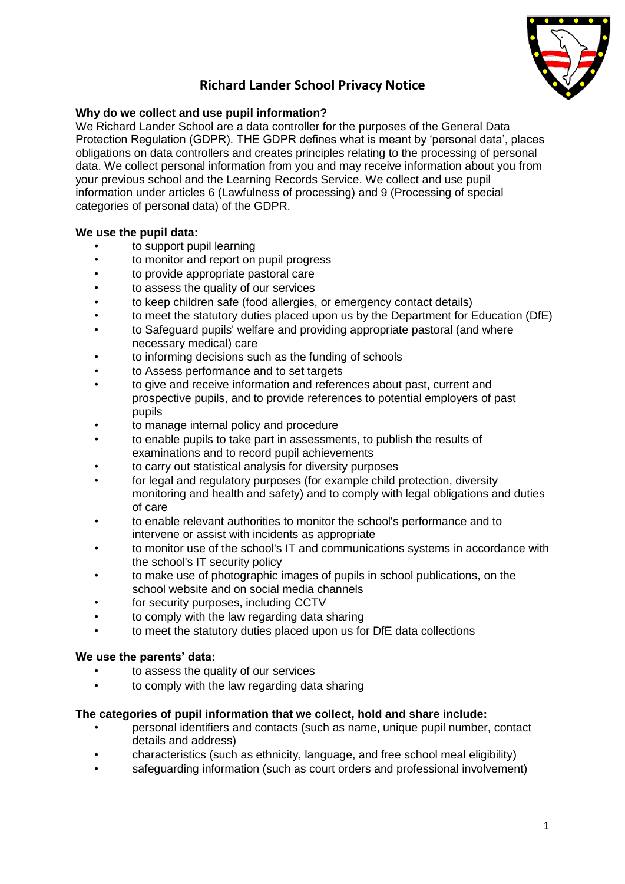# Richard Lander School Privacy Notice

**Why do we collect and use pupil information?**

We Richard Lander School are a data controller for the purposes of the General Data Protection Regulation (GDPR). THE GDPR defines what is meant by 'personal data', places obligations on data controllers and creates principles relating to the processing of personal data. We collect personal information from you and may receive information about you from your previous school and the Learning Records Service. We collect and use pupil information under articles 6 (Lawfulness of processing) and 9 (Processing of special categories of personal data) of the GDPR.

**We use the pupil data:**

- to support pupil learning
- to monitor and report on pupil progress
- to provide appropriate pastoral care
- to assess the quality of our services
- to keep children safe (food allergies, or emergency contact details)
- to meet the statutory duties placed upon us by the Department for Education (DfE)
- to Safeguard pupils' welfare and providing appropriate pastoral (and where necessary medical) care
- to informing decisions such as the funding of schools
- to Assess performance and to set targets
- to give and receive information and references about past, current and prospective pupils, and to provide references to potential employers of past pupils
- to manage internal policy and procedure
- to enable pupils to take part in assessments, to publish the results of examinations and to record pupil achievements
- to carry out statistical analysis for diversity purposes
- for legal and regulatory purposes (for example child protection, diversity monitoring and health and safety) and to comply with legal obligations and duties of care
- to enable relevant authorities to monitor the school's performance and to intervene or assist with incidents as appropriate
- to monitor use of the school's IT and communications systems in accordance with the school's IT security policy
- to make use of photographic images of pupils in school publications, on the school website and on social media channels
- for security purposes, including CCTV
- to comply with the law regarding data sharing
- to meet the statutory duties placed upon us for DfE data collections

**We use the parents' data:**

- to assess the quality of our services
- to comply with the law regarding data sharing

**The categories of pupil information that we collect, hold and share include:**

- personal identifiers and contacts (such as name, unique pupil number, contact details and address)
- characteristics (such as ethnicity, language, and free school meal eligibility)
- safeguarding information (such as court orders and professional involvement)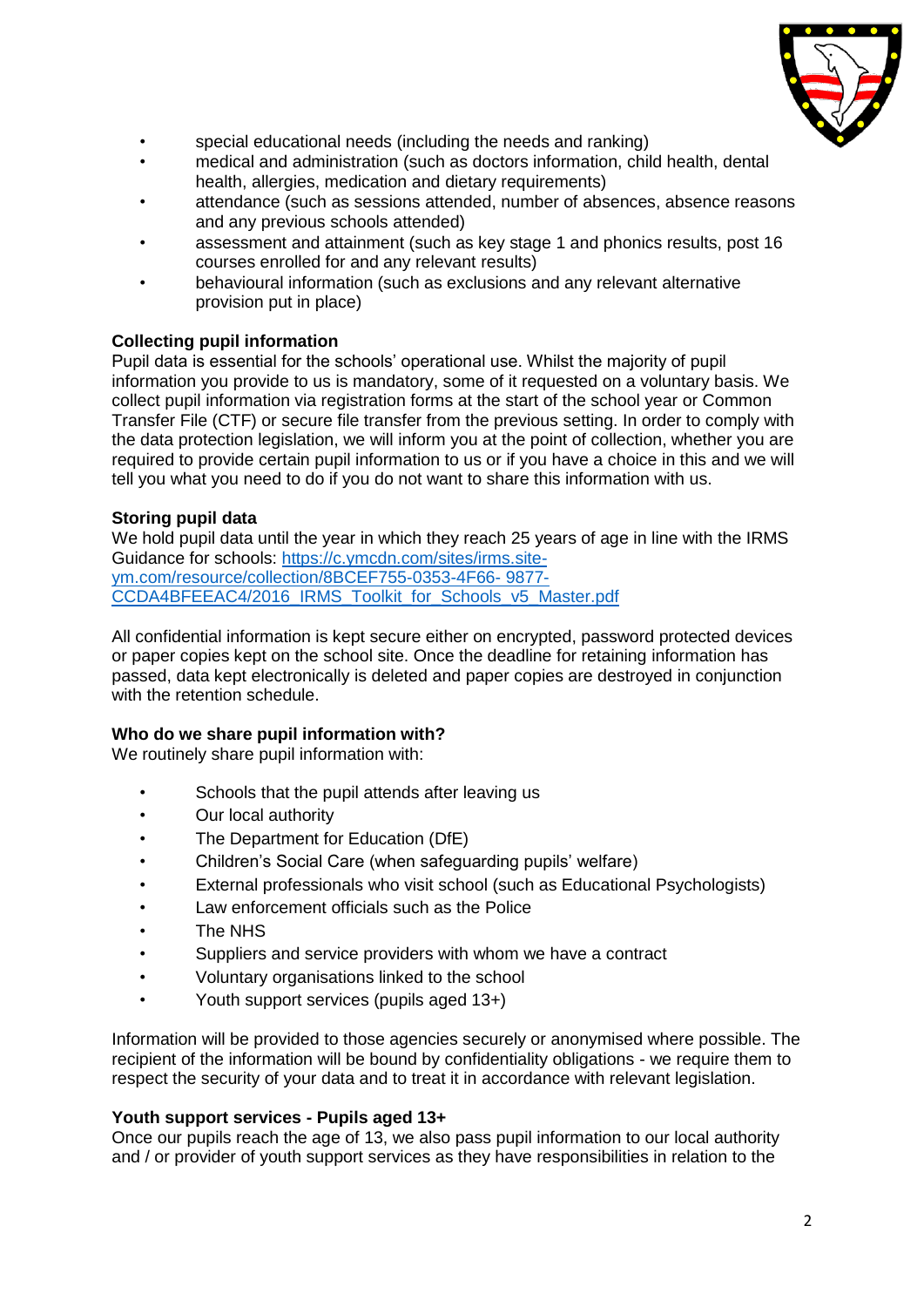- special educational needs (including the needs and ranking)
- medical and administration (such as doctors information, child health, dental health, allergies, medication and dietary requirements)
- attendance (such as sessions attended, number of absences, absence reasons and any previous schools attended)
- assessment and attainment (such as key stage 1 and phonics results, post 16 courses enrolled for and any relevant results)
- behavioural information (such as exclusions and any relevant alternative provision put in place)

**Collecting pupil information**

Pupil data is essential for the schools' operational use. Whilst the majority of pupil information you provide to us is mandatory, some of it requested on a voluntary basis. We collect pupil information via registration forms at the start of the school year or Common Transfer File (CTF) or secure file transfer from the previous setting. In order to comply with the data protection legislation, we will inform you at the point of collection, whether you are required to provide certain pupil information to us or if you have a choice in this and we will tell you what you need to do if you do not want to share this information with us.

**Storing pupil data**

We hold pupil data until the year in which they reach 25 years of age in line with the IRMS Guidance for schools: [https://c.ymcdn.com/sites/irms.site-ym.com/resource/collection/8BCEF755-0353-4F66- 9877-CCDA4BFEEAC4/2016_IRMS_Toolkit_for_Schools_v5_Master.pdf](https://c.ymcdn.com/sites/irms.site-ym.com/resource/collection/8BCEF755-0353-4F66-9877-CCDA4BFEEAC4/2016_IRMS_Toolkit_for_Schools_v5_Master.pdf)

All confidential information is kept secure either on encrypted, password protected devices or paper copies kept on the school site. Once the deadline for retaining information has passed, data kept electronically is deleted and paper copies are destroyed in conjunction with the retention schedule.

**Who do we share pupil information with?**

We routinely share pupil information with:

- Schools that the pupil attends after leaving us
- Our local authority
- The Department for Education (DfE)
- Children's Social Care (when safeguarding pupils' welfare)
- External professionals who visit school (such as Educational Psychologists)
- Law enforcement officials such as the Police
- The NHS
- Suppliers and service providers with whom we have a contract
- Voluntary organisations linked to the school
- Youth support services (pupils aged 13+)

Information will be provided to those agencies securely or anonymised where possible. The recipient of the information will be bound by confidentiality obligations - we require them to respect the security of your data and to treat it in accordance with relevant legislation.

**Youth support services - Pupils aged 13+**

Once our pupils reach the age of 13, we also pass pupil information to our local authority and / or provider of youth support services as they have responsibilities in relation to the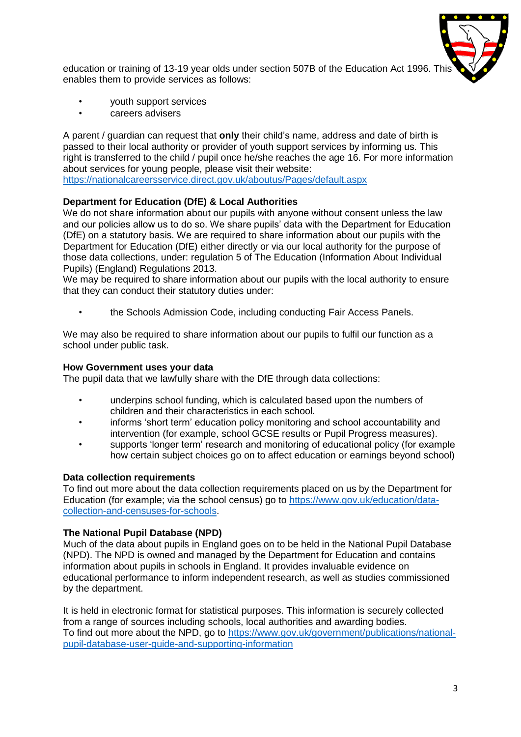education or training of 13-19 year olds under section 507B of the Education Act 1996. This enables them to provide services as follows:

- youth support services
- careers advisers

A parent / guardian can request that **only** their child's name, address and date of birth is passed to their local authority or provider of youth support services by informing us. This right is transferred to the child / pupil once he/she reaches the age 16. For more information about services for young people, please visit their website: https://nationalcareersservice.direct.gov.uk/aboutus/Pages/default.aspx

**Department for Education (DfE) & Local Authorities**

We do not share information about our pupils with anyone without consent unless the law and our policies allow us to do so. We share pupils' data with the Department for Education (DfE) on a statutory basis. We are required to share information about our pupils with the Department for Education (DfE) either directly or via our local authority for the purpose of those data collections, under: regulation 5 of The Education (Information About Individual Pupils) (England) Regulations 2013.

We may be required to share information about our pupils with the local authority to ensure that they can conduct their statutory duties under:

- the Schools Admission Code, including conducting Fair Access Panels.

We may also be required to share information about our pupils to fulfil our function as a school under public task.

**How Government uses your data**

The pupil data that we lawfully share with the DfE through data collections:

- underpins school funding, which is calculated based upon the numbers of children and their characteristics in each school.
- informs 'short term' education policy monitoring and school accountability and intervention (for example, school GCSE results or Pupil Progress measures).
- supports 'longer term' research and monitoring of educational policy (for example how certain subject choices go on to affect education or earnings beyond school)

**Data collection requirements**

To find out more about the data collection requirements placed on us by the Department for Education (for example; via the school census) go to https://www.gov.uk/education/data-collection-and-censuses-for-schools.

**The National Pupil Database (NPD)**

Much of the data about pupils in England goes on to be held in the National Pupil Database (NPD). The NPD is owned and managed by the Department for Education and contains information about pupils in schools in England. It provides invaluable evidence on educational performance to inform independent research, as well as studies commissioned by the department.

It is held in electronic format for statistical purposes. This information is securely collected from a range of sources including schools, local authorities and awarding bodies.
To find out more about the NPD, go to https://www.gov.uk/government/publications/national-pupil-database-user-guide-and-supporting-information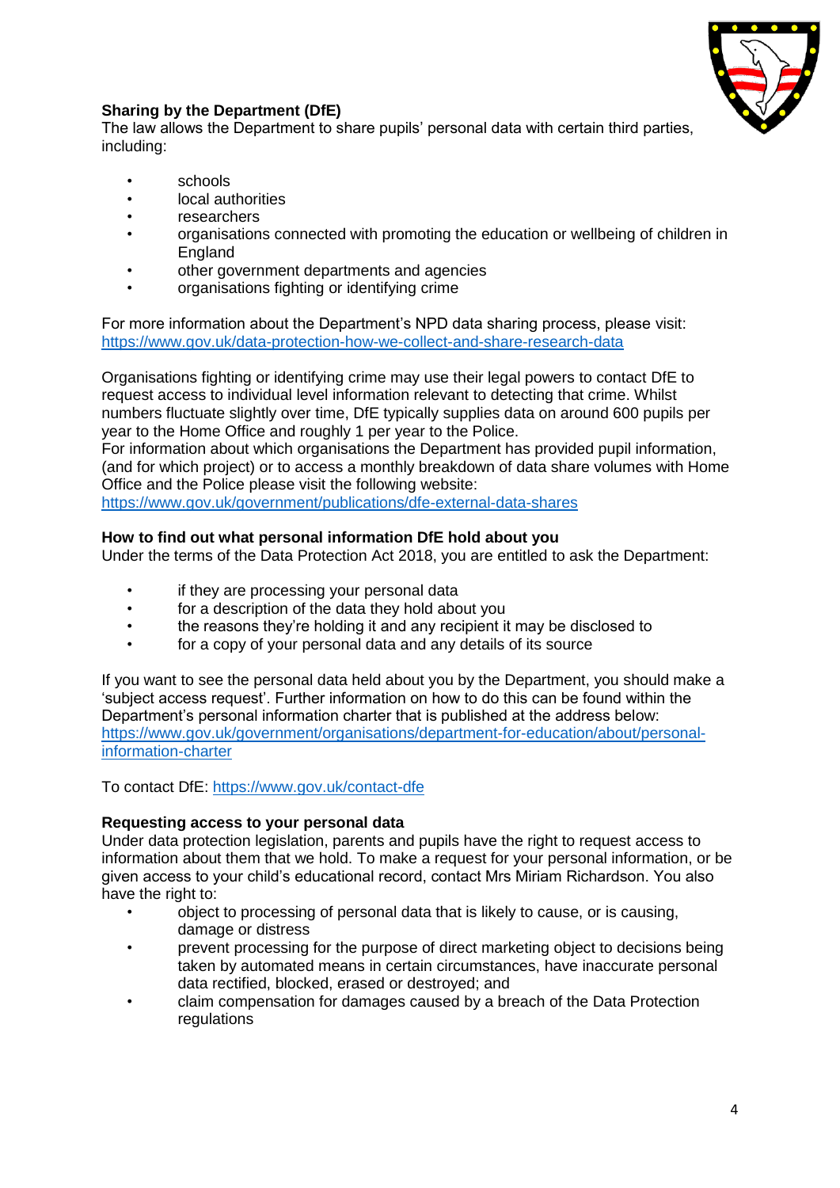**Sharing by the Department (DfE)**
The law allows the Department to share pupils' personal data with certain third parties, including:

- schools
- local authorities
- researchers
- organisations connected with promoting the education or wellbeing of children in England
- other government departments and agencies
- organisations fighting or identifying crime

For more information about the Department's NPD data sharing process, please visit: [https://www.gov.uk/data-protection-how-we-collect-and-share-research-data](https://www.gov.uk/data-protection-how-we-collect-and-share-research-data)

Organisations fighting or identifying crime may use their legal powers to contact DfE to request access to individual level information relevant to detecting that crime. Whilst numbers fluctuate slightly over time, DfE typically supplies data on around 600 pupils per year to the Home Office and roughly 1 per year to the Police.
For information about which organisations the Department has provided pupil information, (and for which project) or to access a monthly breakdown of data share volumes with Home Office and the Police please visit the following website:
[https://www.gov.uk/government/publications/dfe-external-data-shares](https://www.gov.uk/government/publications/dfe-external-data-shares)

**How to find out what personal information DfE hold about you**
Under the terms of the Data Protection Act 2018, you are entitled to ask the Department:

- if they are processing your personal data
- for a description of the data they hold about you
- the reasons they're holding it and any recipient it may be disclosed to
- for a copy of your personal data and any details of its source

If you want to see the personal data held about you by the Department, you should make a 'subject access request'. Further information on how to do this can be found within the Department's personal information charter that is published at the address below:
[https://www.gov.uk/government/organisations/department-for-education/about/personal-information-charter](https://www.gov.uk/government/organisations/department-for-education/about/personal-information-charter)

To contact DfE: [https://www.gov.uk/contact-dfe](https://www.gov.uk/contact-dfe)

**Requesting access to your personal data**
Under data protection legislation, parents and pupils have the right to request access to information about them that we hold. To make a request for your personal information, or be given access to your child's educational record, contact Mrs Miriam Richardson. You also have the right to:

- object to processing of personal data that is likely to cause, or is causing, damage or distress
- prevent processing for the purpose of direct marketing object to decisions being taken by automated means in certain circumstances, have inaccurate personal data rectified, blocked, erased or destroyed; and
- claim compensation for damages caused by a breach of the Data Protection regulations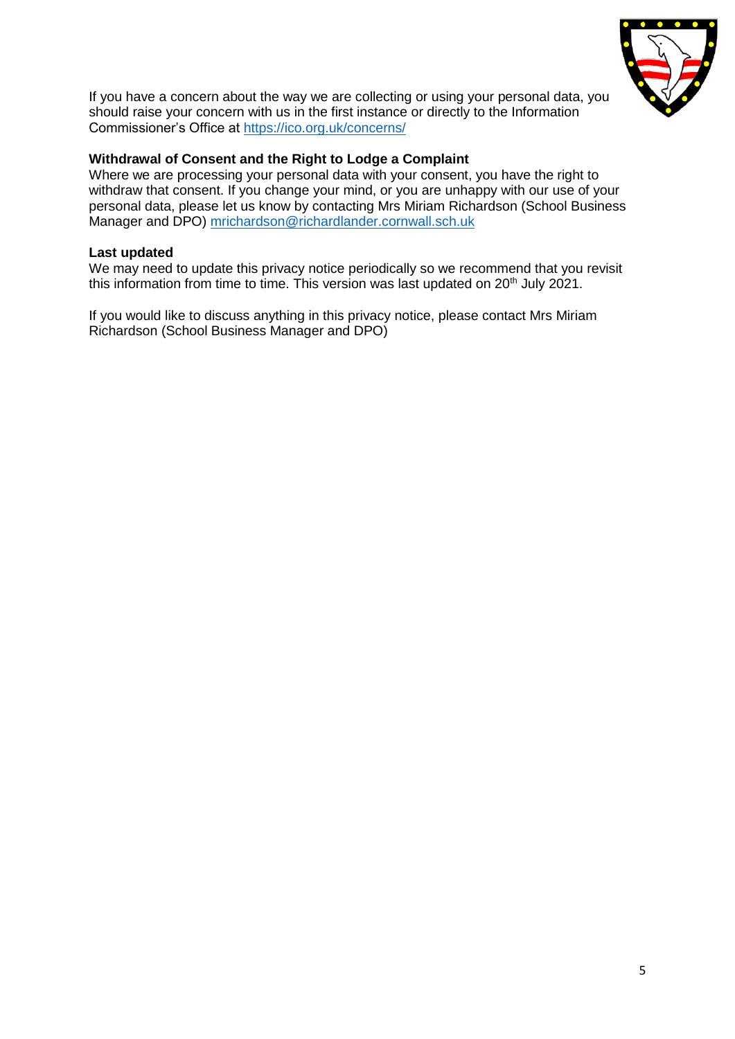If you have a concern about the way we are collecting or using your personal data, you should raise your concern with us in the first instance or directly to the Information Commissioner's Office at https://ico.org.uk/concerns/

**Withdrawal of Consent and the Right to Lodge a Complaint**
Where we are processing your personal data with your consent, you have the right to withdraw that consent. If you change your mind, or you are unhappy with our use of your personal data, please let us know by contacting Mrs Miriam Richardson (School Business Manager and DPO) mrichardson@richardlander.cornwall.sch.uk

**Last updated**
We may need to update this privacy notice periodically so we recommend that you revisit this information from time to time. This version was last updated on 20th July 2021.

If you would like to discuss anything in this privacy notice, please contact Mrs Miriam Richardson (School Business Manager and DPO)